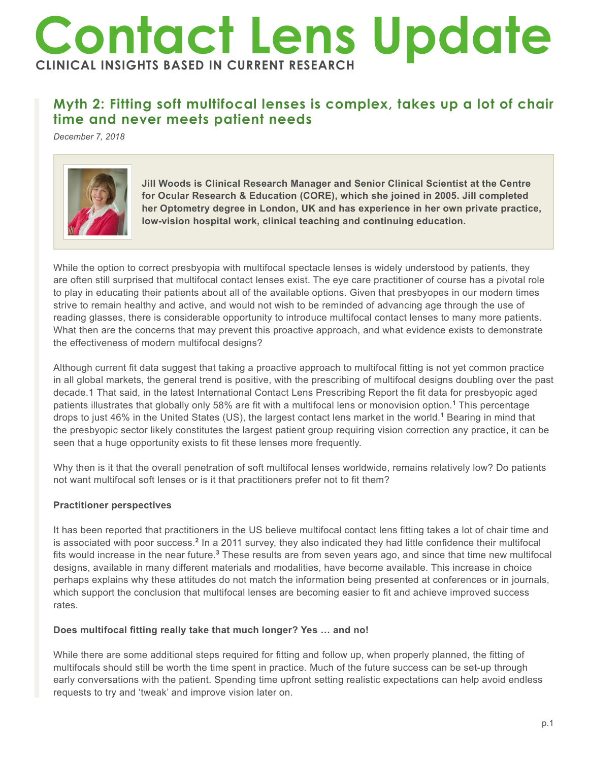# Contact Lens Update

**CLINICAL INSIGHTS BASED IN CURRENT RESEARCH**

## Myth 2: Fitting soft multifocal lenses is complex, takes up a lot of chair time and never meets patient needs

*December 7, 2018*

**Jill Woods is Clinical Research Manager and Senior Clinical Scientist at the Centre for Ocular Research & Education (CORE), which she joined in 2005. Jill completed her Optometry degree in London, UK and has experience in her own private practice, low-vision hospital work, clinical teaching and continuing education.**

While the option to correct presbyopia with multifocal spectacle lenses is widely understood by patients, they are often still surprised that multifocal contact lenses exist. The eye care practitioner of course has a pivotal role to play in educating their patients about all of the available options. Given that presbyopes in our modern times strive to remain healthy and active, and would not wish to be reminded of advancing age through the use of reading glasses, there is considerable opportunity to introduce multifocal contact lenses to many more patients. What then are the concerns that may prevent this proactive approach, and what evidence exists to demonstrate the effectiveness of modern multifocal designs?

Although current fit data suggest that taking a proactive approach to multifocal fitting is not yet common practice in all global markets, the general trend is positive, with the prescribing of multifocal designs doubling over the past decade.1 That said, in the latest International Contact Lens Prescribing Report the fit data for presbyopic aged patients illustrates that globally only 58% are fit with a multifocal lens or monovision option.[1] This percentage drops to just 46% in the United States (US), the largest contact lens market in the world.[1] Bearing in mind that the presbyopic sector likely constitutes the largest patient group requiring vision correction any practice, it can be seen that a huge opportunity exists to fit these lenses more frequently.

Why then is it that the overall penetration of soft multifocal lenses worldwide, remains relatively low? Do patients not want multifocal soft lenses or is it that practitioners prefer not to fit them?

**Practitioner perspectives**

It has been reported that practitioners in the US believe multifocal contact lens fitting takes a lot of chair time and is associated with poor success.[2] In a 2011 survey, they also indicated they had little confidence their multifocal fits would increase in the near future.[3] These results are from seven years ago, and since that time new multifocal designs, available in many different materials and modalities, have become available. This increase in choice perhaps explains why these attitudes do not match the information being presented at conferences or in journals, which support the conclusion that multifocal lenses are becoming easier to fit and achieve improved success rates.

**Does multifocal fitting really take that much longer? Yes … and no!**

While there are some additional steps required for fitting and follow up, when properly planned, the fitting of multifocals should still be worth the time spent in practice. Much of the future success can be set-up through early conversations with the patient. Spending time upfront setting realistic expectations can help avoid endless requests to try and 'tweak' and improve vision later on.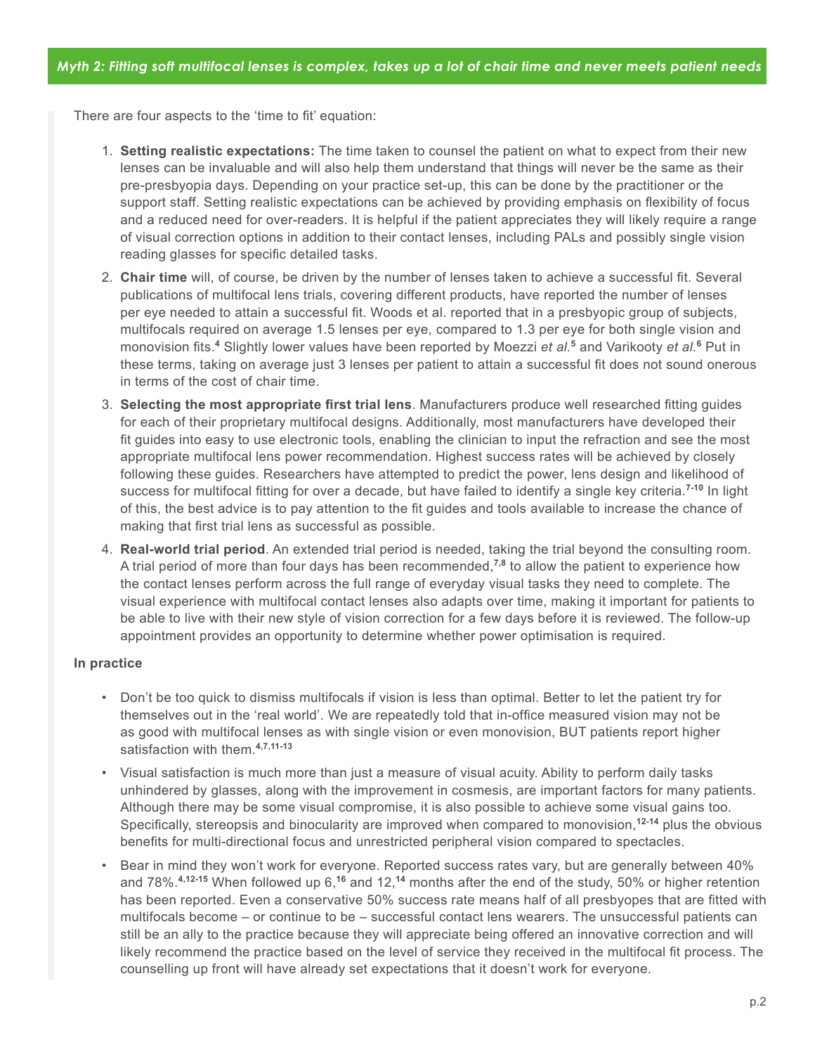## *Myth 2: Fitting soft multifocal lenses is complex, takes up a lot of chair time and never meets patient needs*

There are four aspects to the 'time to fit' equation:

1. **Setting realistic expectations:** The time taken to counsel the patient on what to expect from their new lenses can be invaluable and will also help them understand that things will never be the same as their pre-presbyopia days. Depending on your practice set-up, this can be done by the practitioner or the support staff. Setting realistic expectations can be achieved by providing emphasis on flexibility of focus and a reduced need for over-readers. It is helpful if the patient appreciates they will likely require a range of visual correction options in addition to their contact lenses, including PALs and possibly single vision reading glasses for specific detailed tasks.
2. **Chair time** will, of course, be driven by the number of lenses taken to achieve a successful fit. Several publications of multifocal lens trials, covering different products, have reported the number of lenses per eye needed to attain a successful fit. Woods et al. reported that in a presbyopic group of subjects, multifocals required on average 1.5 lenses per eye, compared to 1.3 per eye for both single vision and monovision fits.[4] Slightly lower values have been reported by Moezzi *et al.*[5] and Varikooty *et al.*[6] Put in these terms, taking on average just 3 lenses per patient to attain a successful fit does not sound onerous in terms of the cost of chair time.
3. **Selecting the most appropriate first trial lens**. Manufacturers produce well researched fitting guides for each of their proprietary multifocal designs. Additionally, most manufacturers have developed their fit guides into easy to use electronic tools, enabling the clinician to input the refraction and see the most appropriate multifocal lens power recommendation. Highest success rates will be achieved by closely following these guides. Researchers have attempted to predict the power, lens design and likelihood of success for multifocal fitting for over a decade, but have failed to identify a single key criteria.[7-10] In light of this, the best advice is to pay attention to the fit guides and tools available to increase the chance of making that first trial lens as successful as possible.
4. **Real-world trial period**. An extended trial period is needed, taking the trial beyond the consulting room. A trial period of more than four days has been recommended,[7,8] to allow the patient to experience how the contact lenses perform across the full range of everyday visual tasks they need to complete. The visual experience with multifocal contact lenses also adapts over time, making it important for patients to be able to live with their new style of vision correction for a few days before it is reviewed. The follow-up appointment provides an opportunity to determine whether power optimisation is required.

**In practice**

- Don't be too quick to dismiss multifocals if vision is less than optimal. Better to let the patient try for themselves out in the 'real world'. We are repeatedly told that in-office measured vision may not be as good with multifocal lenses as with single vision or even monovision, BUT patients report higher satisfaction with them.[4,7,11-13]
- Visual satisfaction is much more than just a measure of visual acuity. Ability to perform daily tasks unhindered by glasses, along with the improvement in cosmesis, are important factors for many patients. Although there may be some visual compromise, it is also possible to achieve some visual gains too. Specifically, stereopsis and binocularity are improved when compared to monovision,[12-14] plus the obvious benefits for multi-directional focus and unrestricted peripheral vision compared to spectacles.
- Bear in mind they won't work for everyone. Reported success rates vary, but are generally between 40% and 78%.[4,12-15] When followed up 6,[16] and 12,[14] months after the end of the study, 50% or higher retention has been reported. Even a conservative 50% success rate means half of all presbyopes that are fitted with multifocals become – or continue to be – successful contact lens wearers. The unsuccessful patients can still be an ally to the practice because they will appreciate being offered an innovative correction and will likely recommend the practice based on the level of service they received in the multifocal fit process. The counselling up front will have already set expectations that it doesn't work for everyone.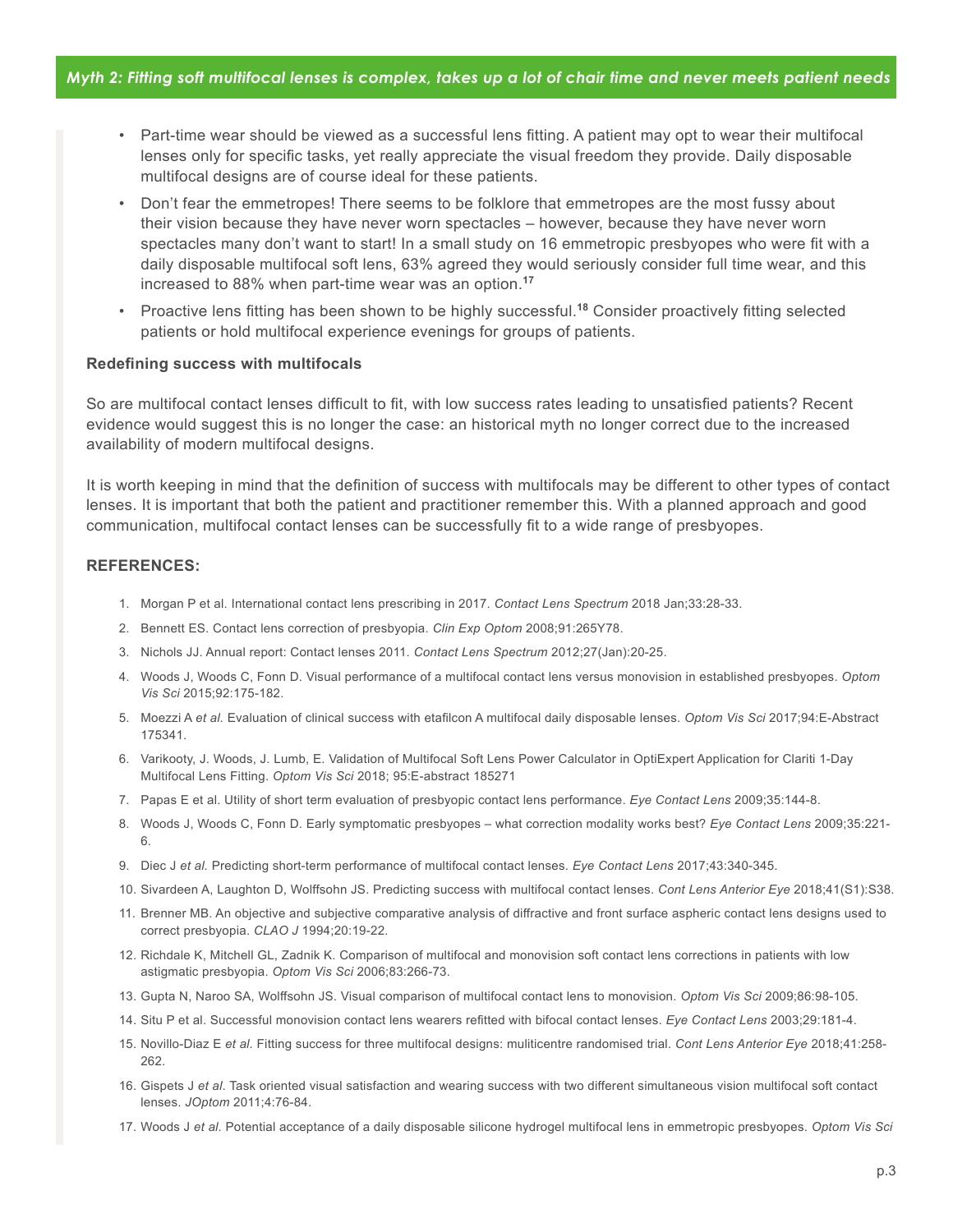## Myth 2: Fitting soft multifocal lenses is complex, takes up a lot of chair time and never meets patient needs

- Part-time wear should be viewed as a successful lens fitting. A patient may opt to wear their multifocal lenses only for specific tasks, yet really appreciate the visual freedom they provide. Daily disposable multifocal designs are of course ideal for these patients.
- Don't fear the emmetropes! There seems to be folklore that emmetropes are the most fussy about their vision because they have never worn spectacles – however, because they have never worn spectacles many don't want to start! In a small study on 16 emmetropic presbyopes who were fit with a daily disposable multifocal soft lens, 63% agreed they would seriously consider full time wear, and this increased to 88% when part-time wear was an option.[17]
- Proactive lens fitting has been shown to be highly successful.[18] Consider proactively fitting selected patients or hold multifocal experience evenings for groups of patients.

**Redefining success with multifocals**

So are multifocal contact lenses difficult to fit, with low success rates leading to unsatisfied patients? Recent evidence would suggest this is no longer the case: an historical myth no longer correct due to the increased availability of modern multifocal designs.

It is worth keeping in mind that the definition of success with multifocals may be different to other types of contact lenses. It is important that both the patient and practitioner remember this. With a planned approach and good communication, multifocal contact lenses can be successfully fit to a wide range of presbyopes.

### REFERENCES:

1. Morgan P et al. International contact lens prescribing in 2017. *Contact Lens Spectrum* 2018 Jan;33:28-33.
2. Bennett ES. Contact lens correction of presbyopia. *Clin Exp Optom* 2008;91:265Y78.
3. Nichols JJ. Annual report: Contact lenses 2011. *Contact Lens Spectrum* 2012;27(Jan):20-25.
4. Woods J, Woods C, Fonn D. Visual performance of a multifocal contact lens versus monovision in established presbyopes. *Optom Vis Sci* 2015;92:175-182.
5. Moezzi A *et al*. Evaluation of clinical success with etafilcon A multifocal daily disposable lenses. *Optom Vis Sci* 2017;94:E-Abstract 175341.
6. Varikooty, J. Woods, J. Lumb, E. Validation of Multifocal Soft Lens Power Calculator in OptiExpert Application for Clariti 1-Day Multifocal Lens Fitting. *Optom Vis Sci* 2018; 95:E-abstract 185271
7. Papas E et al. Utility of short term evaluation of presbyopic contact lens performance. *Eye Contact Lens* 2009;35:144-8.
8. Woods J, Woods C, Fonn D. Early symptomatic presbyopes – what correction modality works best? *Eye Contact Lens* 2009;35:221-6.
9. Diec J *et al*. Predicting short-term performance of multifocal contact lenses. *Eye Contact Lens* 2017;43:340-345.
10. Sivardeen A, Laughton D, Wolffsohn JS. Predicting success with multifocal contact lenses. *Cont Lens Anterior Eye* 2018;41(S1):S38.
11. Brenner MB. An objective and subjective comparative analysis of diffractive and front surface aspheric contact lens designs used to correct presbyopia. *CLAO J* 1994;20:19-22.
12. Richdale K, Mitchell GL, Zadnik K. Comparison of multifocal and monovision soft contact lens corrections in patients with low astigmatic presbyopia. *Optom Vis Sci* 2006;83:266-73.
13. Gupta N, Naroo SA, Wolffsohn JS. Visual comparison of multifocal contact lens to monovision. *Optom Vis Sci* 2009;86:98-105.
14. Situ P et al. Successful monovision contact lens wearers refitted with bifocal contact lenses. *Eye Contact Lens* 2003;29:181-4.
15. Novillo-Diaz E *et al*. Fitting success for three multifocal designs: muliticentre randomised trial. *Cont Lens Anterior Eye* 2018;41:258-262.
16. Gispets J *et al*. Task oriented visual satisfaction and wearing success with two different simultaneous vision multifocal soft contact lenses. *JOptom* 2011;4:76-84.
17. Woods J *et al*. Potential acceptance of a daily disposable silicone hydrogel multifocal lens in emmetropic presbyopes. *Optom Vis Sci*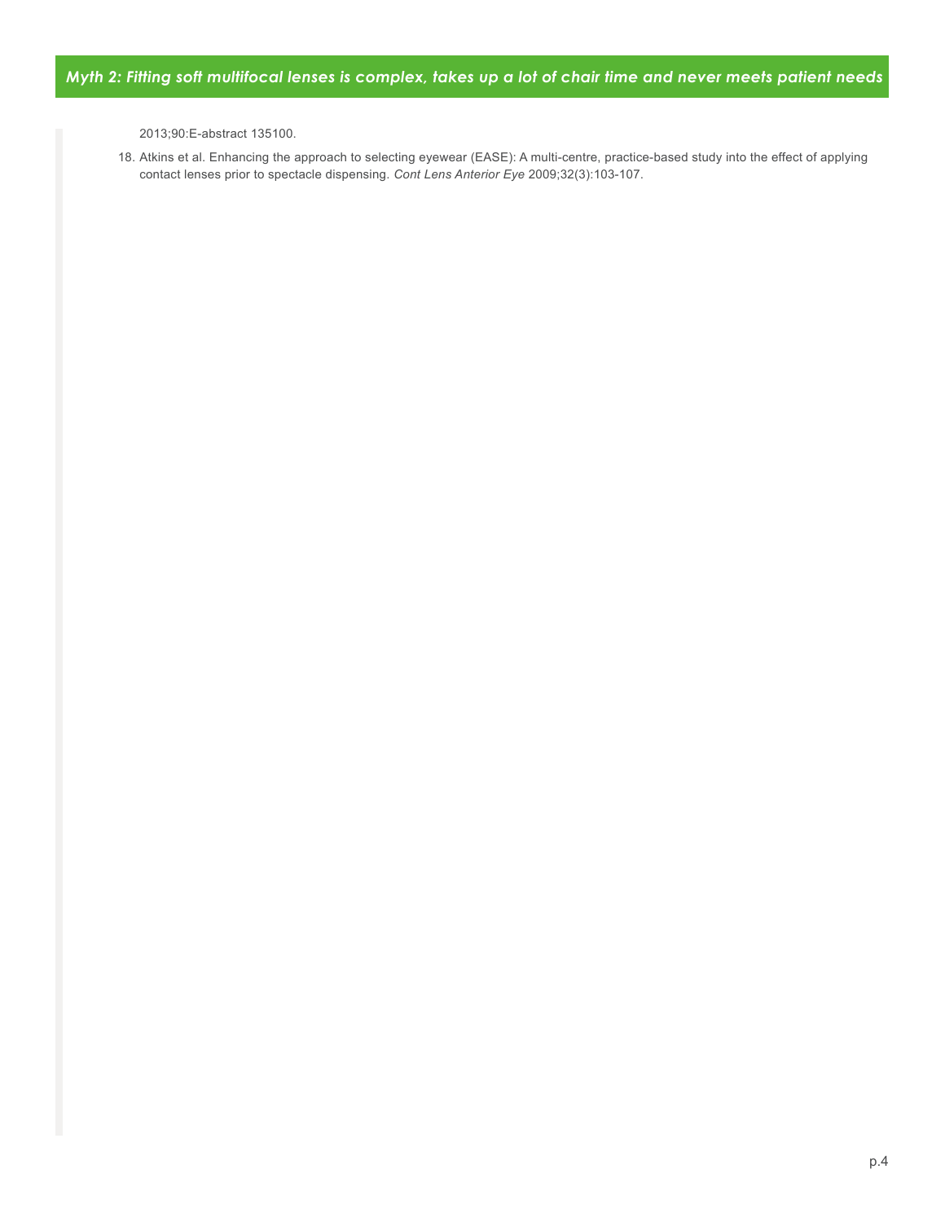2013;90:E-abstract 135100.

18. Atkins et al. Enhancing the approach to selecting eyewear (EASE): A multi-centre, practice-based study into the effect of applying contact lenses prior to spectacle dispensing. *Cont Lens Anterior Eye* 2009;32(3):103-107.